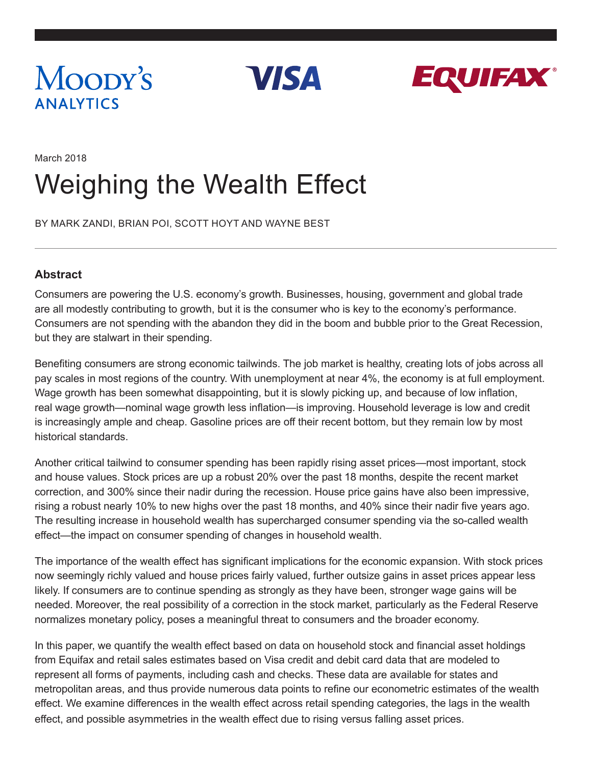Moody's Analytics | VISA | EQUIFAX

March 2018

# Weighing the Wealth Effect

BY MARK ZANDI, BRIAN POI, SCOTT HOYT AND WAYNE BEST

---

### Abstract

Consumers are powering the U.S. economy's growth. Businesses, housing, government and global trade are all modestly contributing to growth, but it is the consumer who is key to the economy's performance. Consumers are not spending with the abandon they did in the boom and bubble prior to the Great Recession, but they are stalwart in their spending.

Benefiting consumers are strong economic tailwinds. The job market is healthy, creating lots of jobs across all pay scales in most regions of the country. With unemployment at near 4%, the economy is at full employment. Wage growth has been somewhat disappointing, but it is slowly picking up, and because of low inflation, real wage growth—nominal wage growth less inflation—is improving. Household leverage is low and credit is increasingly ample and cheap. Gasoline prices are off their recent bottom, but they remain low by most historical standards.

Another critical tailwind to consumer spending has been rapidly rising asset prices—most important, stock and house values. Stock prices are up a robust 20% over the past 18 months, despite the recent market correction, and 300% since their nadir during the recession. House price gains have also been impressive, rising a robust nearly 10% to new highs over the past 18 months, and 40% since their nadir five years ago. The resulting increase in household wealth has supercharged consumer spending via the so-called wealth effect—the impact on consumer spending of changes in household wealth.

The importance of the wealth effect has significant implications for the economic expansion. With stock prices now seemingly richly valued and house prices fairly valued, further outsize gains in asset prices appear less likely. If consumers are to continue spending as strongly as they have been, stronger wage gains will be needed. Moreover, the real possibility of a correction in the stock market, particularly as the Federal Reserve normalizes monetary policy, poses a meaningful threat to consumers and the broader economy.

In this paper, we quantify the wealth effect based on data on household stock and financial asset holdings from Equifax and retail sales estimates based on Visa credit and debit card data that are modeled to represent all forms of payments, including cash and checks. These data are available for states and metropolitan areas, and thus provide numerous data points to refine our econometric estimates of the wealth effect. We examine differences in the wealth effect across retail spending categories, the lags in the wealth effect, and possible asymmetries in the wealth effect due to rising versus falling asset prices.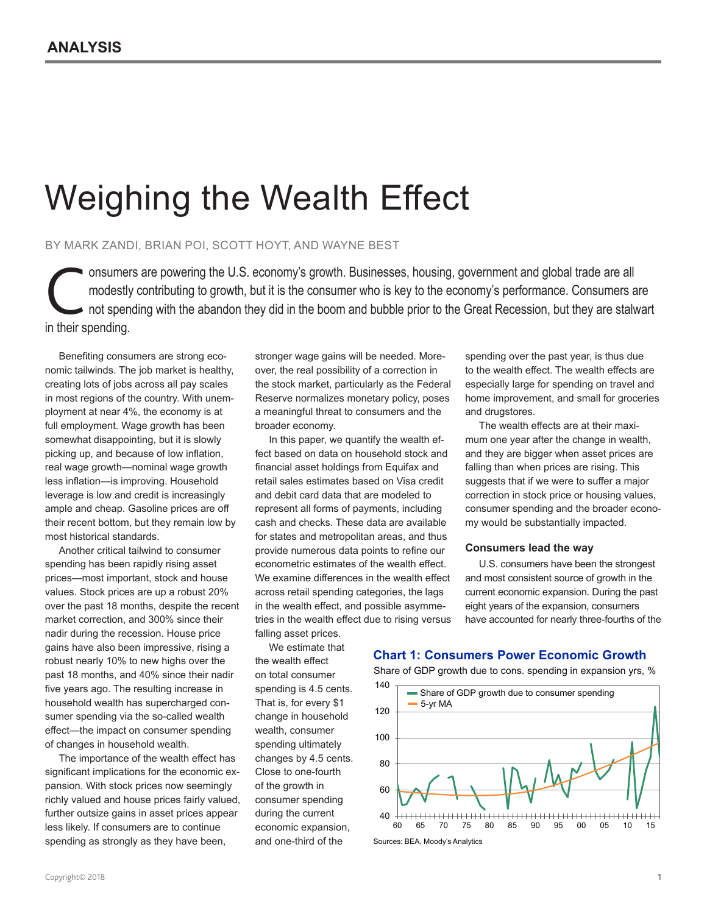ANALYSIS

# Weighing the Wealth Effect

BY MARK ZANDI, BRIAN POI, SCOTT HOYT, AND WAYNE BEST

Consumers are powering the U.S. economy's growth. Businesses, housing, government and global trade are all modestly contributing to growth, but it is the consumer who is key to the economy's performance. Consumers are not spending with the abandon they did in the boom and bubble prior to the Great Recession, but they are stalwart in their spending.

Benefiting consumers are strong economic tailwinds. The job market is healthy, creating lots of jobs across all pay scales in most regions of the country. With unemployment at near 4%, the economy is at full employment. Wage growth has been somewhat disappointing, but it is slowly picking up, and because of low inflation, real wage growth—nominal wage growth less inflation—is improving. Household leverage is low and credit is increasingly ample and cheap. Gasoline prices are off their recent bottom, but they remain low by most historical standards.

Another critical tailwind to consumer spending has been rapidly rising asset prices—most important, stock and house values. Stock prices are up a robust 20% over the past 18 months, despite the recent market correction, and 300% since their nadir during the recession. House price gains have also been impressive, rising a robust nearly 10% to new highs over the past 18 months, and 40% since their nadir five years ago. The resulting increase in household wealth has supercharged consumer spending via the so-called wealth effect—the impact on consumer spending of changes in household wealth.

The importance of the wealth effect has significant implications for the economic expansion. With stock prices now seemingly richly valued and house prices fairly valued, further outsize gains in asset prices appear less likely. If consumers are to continue spending as strongly as they have been, stronger wage gains will be needed. Moreover, the real possibility of a correction in the stock market, particularly as the Federal Reserve normalizes monetary policy, poses a meaningful threat to consumers and the broader economy.

In this paper, we quantify the wealth effect based on data on household stock and financial asset holdings from Equifax and retail sales estimates based on Visa credit and debit card data that are modeled to represent all forms of payments, including cash and checks. These data are available for states and metropolitan areas, and thus provide numerous data points to refine our econometric estimates of the wealth effect. We examine differences in the wealth effect across retail spending categories, the lags in the wealth effect, and possible asymmetries in the wealth effect due to rising versus falling asset prices.

We estimate that the wealth effect on total consumer spending is 4.5 cents. That is, for every $1 change in household wealth, consumer spending ultimately changes by 4.5 cents. Close to one-fourth of the growth in consumer spending during the current economic expansion, and one-third of the spending over the past year, is thus due to the wealth effect. The wealth effects are especially large for spending on travel and home improvement, and small for groceries and drugstores.

The wealth effects are at their maximum one year after the change in wealth, and they are bigger when asset prices are falling than when prices are rising. This suggests that if we were to suffer a major correction in stock price or housing values, consumer spending and the broader economy would be substantially impacted.

### Consumers lead the way

U.S. consumers have been the strongest and most consistent source of growth in the current economic expansion. During the past eight years of the expansion, consumers have accounted for nearly three-fourths of the

**Chart 1: Consumers Power Economic Growth**

Share of GDP growth due to cons. spending in expansion yrs, %

Sources: BEA, Moody's Analytics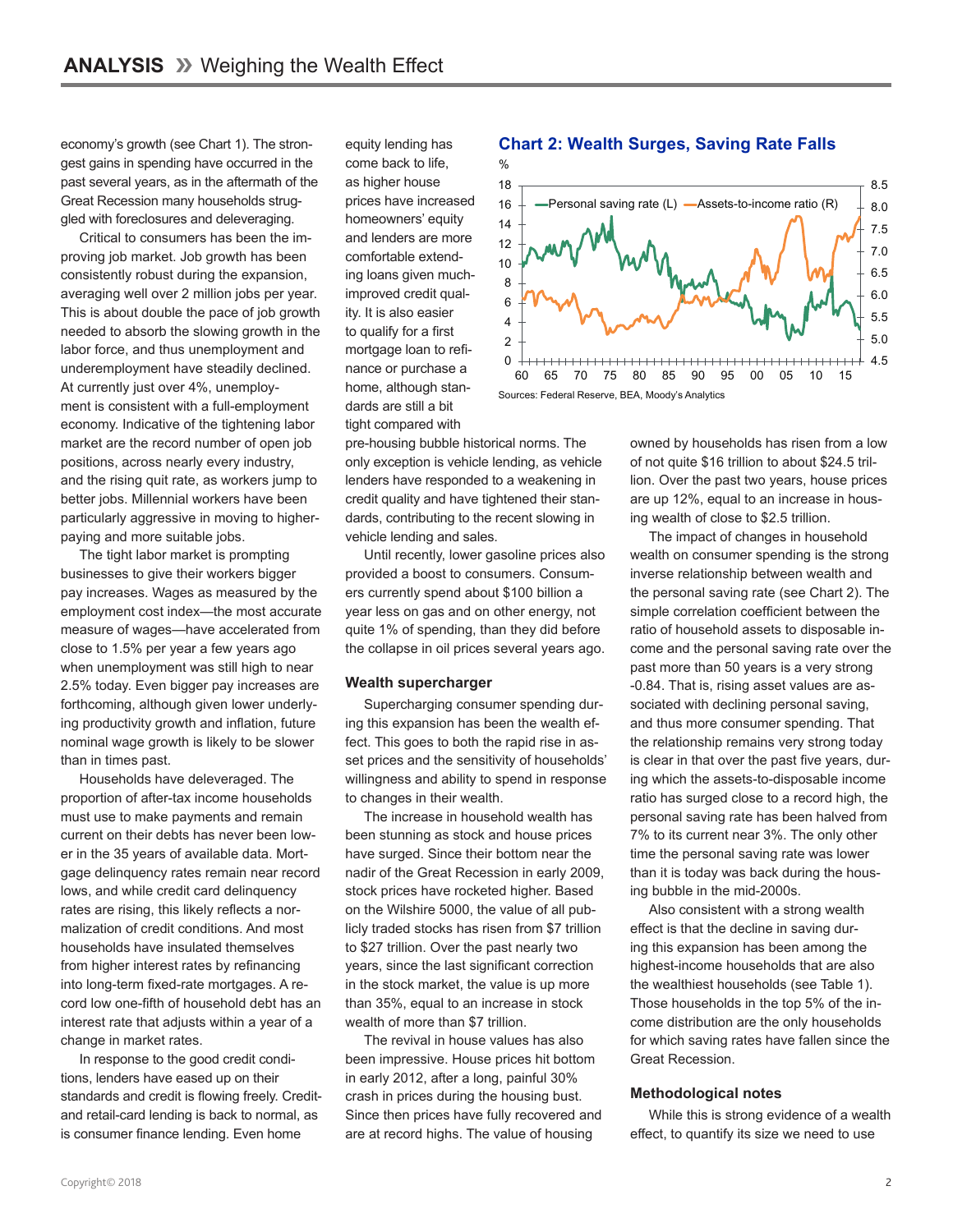economy's growth (see Chart 1). The strongest gains in spending have occurred in the past several years, as in the aftermath of the Great Recession many households struggled with foreclosures and deleveraging.

Critical to consumers has been the improving job market. Job growth has been consistently robust during the expansion, averaging well over 2 million jobs per year. This is about double the pace of job growth needed to absorb the slowing growth in the labor force, and thus unemployment and underemployment have steadily declined. At currently just over 4%, unemployment is consistent with a full-employment economy. Indicative of the tightening labor market are the record number of open job positions, across nearly every industry, and the rising quit rate, as workers jump to better jobs. Millennial workers have been particularly aggressive in moving to higher-paying and more suitable jobs.

The tight labor market is prompting businesses to give their workers bigger pay increases. Wages as measured by the employment cost index—the most accurate measure of wages—have accelerated from close to 1.5% per year a few years ago when unemployment was still high to near 2.5% today. Even bigger pay increases are forthcoming, although given lower underlying productivity growth and inflation, future nominal wage growth is likely to be slower than in times past.

Households have deleveraged. The proportion of after-tax income households must use to make payments and remain current on their debts has never been lower in the 35 years of available data. Mortgage delinquency rates remain near record lows, and while credit card delinquency rates are rising, this likely reflects a normalization of credit conditions. And most households have insulated themselves from higher interest rates by refinancing into long-term fixed-rate mortgages. A record low one-fifth of household debt has an interest rate that adjusts within a year of a change in market rates.

In response to the good credit conditions, lenders have eased up on their standards and credit is flowing freely. Credit- and retail-card lending is back to normal, as is consumer finance lending. Even home equity lending has come back to life, as higher house prices have increased homeowners' equity and lenders are more comfortable extending loans given much-improved credit quality. It is also easier to qualify for a first mortgage loan to refinance or purchase a home, although standards are still a bit tight compared with pre-housing bubble historical norms. The only exception is vehicle lending, as vehicle lenders have responded to a weakening in credit quality and have tightened their standards, contributing to the recent slowing in vehicle lending and sales.

Until recently, lower gasoline prices also provided a boost to consumers. Consumers currently spend about $100 billion a year less on gas and on other energy, not quite 1% of spending, than they did before the collapse in oil prices several years ago.

### Wealth supercharger

Supercharging consumer spending during this expansion has been the wealth effect. This goes to both the rapid rise in asset prices and the sensitivity of households' willingness and ability to spend in response to changes in their wealth.

The increase in household wealth has been stunning as stock and house prices have surged. Since their bottom near the nadir of the Great Recession in early 2009, stock prices have rocketed higher. Based on the Wilshire 5000, the value of all publicly traded stocks has risen from $7 trillion to $27 trillion. Over the past nearly two years, since the last significant correction in the stock market, the value is up more than 35%, equal to an increase in stock wealth of more than $7 trillion.

The revival in house values has also been impressive. House prices hit bottom in early 2012, after a long, painful 30% crash in prices during the housing bust. Since then prices have fully recovered and are at record highs. The value of housing owned by households has risen from a low of not quite $16 trillion to about $24.5 trillion. Over the past two years, house prices are up 12%, equal to an increase in housing wealth of close to $2.5 trillion.

**Chart 2: Wealth Surges, Saving Rate Falls**

Sources: Federal Reserve, BEA, Moody's Analytics

The impact of changes in household wealth on consumer spending is the strong inverse relationship between wealth and the personal saving rate (see Chart 2). The simple correlation coefficient between the ratio of household assets to disposable income and the personal saving rate over the past more than 50 years is a very strong -0.84. That is, rising asset values are associated with declining personal saving, and thus more consumer spending. That the relationship remains very strong today is clear in that over the past five years, during which the assets-to-disposable income ratio has surged close to a record high, the personal saving rate has been halved from 7% to its current near 3%. The only other time the personal saving rate was lower than it is today was back during the housing bubble in the mid-2000s.

Also consistent with a strong wealth effect is that the decline in saving during this expansion has been among the highest-income households that are also the wealthiest households (see Table 1). Those households in the top 5% of the income distribution are the only households for which saving rates have fallen since the Great Recession.

### Methodological notes

While this is strong evidence of a wealth effect, to quantify its size we need to use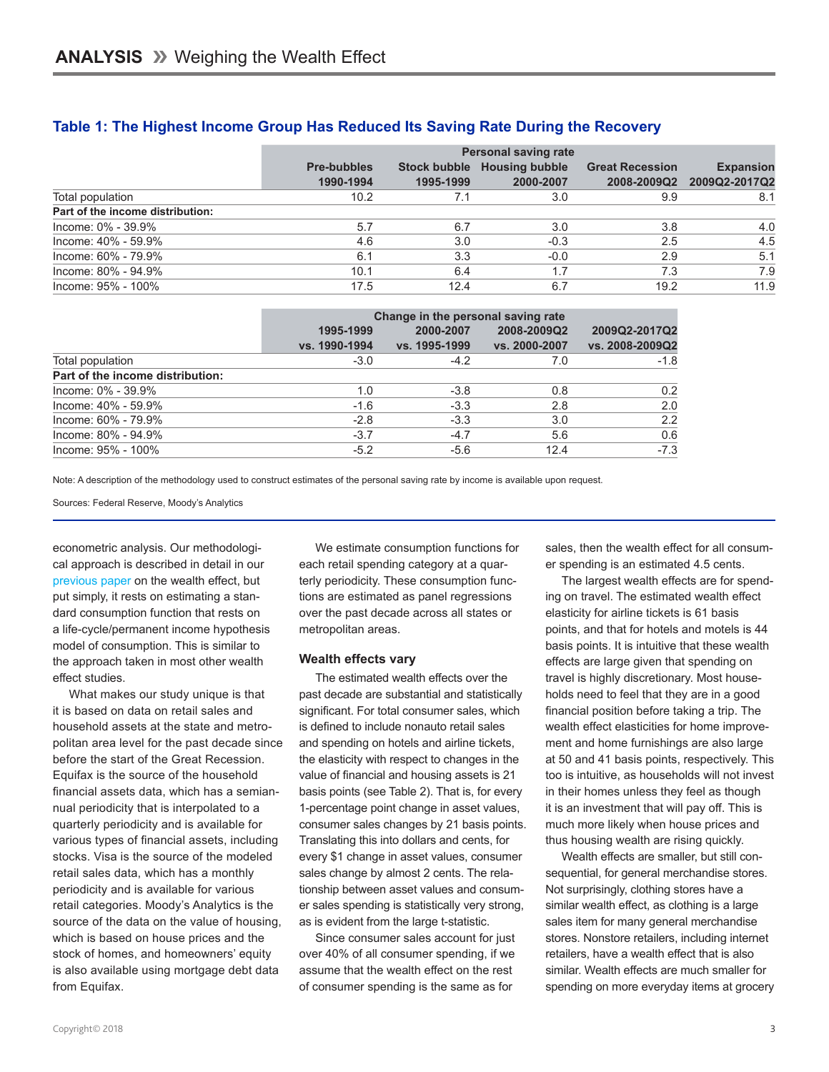### Table 1: The Highest Income Group Has Reduced Its Saving Rate During the Recovery

| | Personal saving rate | | | | |
|---|---|---|---|---|---|
| | Pre-bubbles 1990-1994 | Stock bubble 1995-1999 | Housing bubble 2000-2007 | Great Recession 2008-2009Q2 | Expansion 2009Q2-2017Q2 |
| Total population | 10.2 | 7.1 | 3.0 | 9.9 | 8.1 |
| **Part of the income distribution:** | | | | | |
| Income: 0% - 39.9% | 5.7 | 6.7 | 3.0 | 3.8 | 4.0 |
| Income: 40% - 59.9% | 4.6 | 3.0 | -0.3 | 2.5 | 4.5 |
| Income: 60% - 79.9% | 6.1 | 3.3 | -0.0 | 2.9 | 5.1 |
| Income: 80% - 94.9% | 10.1 | 6.4 | 1.7 | 7.3 | 7.9 |
| Income: 95% - 100% | 17.5 | 12.4 | 6.7 | 19.2 | 11.9 |

| | Change in the personal saving rate | | | |
|---|---|---|---|---|
| | 1995-1999 vs. 1990-1994 | 2000-2007 vs. 1995-1999 | 2008-2009Q2 vs. 2000-2007 | 2009Q2-2017Q2 vs. 2008-2009Q2 |
| Total population | -3.0 | -4.2 | 7.0 | -1.8 |
| **Part of the income distribution:** | | | | |
| Income: 0% - 39.9% | 1.0 | -3.8 | 0.8 | 0.2 |
| Income: 40% - 59.9% | -1.6 | -3.3 | 2.8 | 2.0 |
| Income: 60% - 79.9% | -2.8 | -3.3 | 3.0 | 2.2 |
| Income: 80% - 94.9% | -3.7 | -4.7 | 5.6 | 0.6 |
| Income: 95% - 100% | -5.2 | -5.6 | 12.4 | -7.3 |

Note: A description of the methodology used to construct estimates of the personal saving rate by income is available upon request.

Sources: Federal Reserve, Moody's Analytics

econometric analysis. Our methodological approach is described in detail in our previous paper on the wealth effect, but put simply, it rests on estimating a standard consumption function that rests on a life-cycle/permanent income hypothesis model of consumption. This is similar to the approach taken in most other wealth effect studies.

What makes our study unique is that it is based on data on retail sales and household assets at the state and metropolitan area level for the past decade since before the start of the Great Recession. Equifax is the source of the household financial assets data, which has a semiannual periodicity that is interpolated to a quarterly periodicity and is available for various types of financial assets, including stocks. Visa is the source of the modeled retail sales data, which has a monthly periodicity and is available for various retail categories. Moody's Analytics is the source of the data on the value of housing, which is based on house prices and the stock of homes, and homeowners' equity is also available using mortgage debt data from Equifax.

We estimate consumption functions for each retail spending category at a quarterly periodicity. These consumption functions are estimated as panel regressions over the past decade across all states or metropolitan areas.

#### Wealth effects vary

The estimated wealth effects over the past decade are substantial and statistically significant. For total consumer sales, which is defined to include nonauto retail sales and spending on hotels and airline tickets, the elasticity with respect to changes in the value of financial and housing assets is 21 basis points (see Table 2). That is, for every 1-percentage point change in asset values, consumer sales changes by 21 basis points. Translating this into dollars and cents, for every $1 change in asset values, consumer sales change by almost 2 cents. The relationship between asset values and consumer sales spending is statistically very strong, as is evident from the large t-statistic.

Since consumer sales account for just over 40% of all consumer spending, if we assume that the wealth effect on the rest of consumer spending is the same as for sales, then the wealth effect for all consumer spending is an estimated 4.5 cents.

The largest wealth effects are for spending on travel. The estimated wealth effect elasticity for airline tickets is 61 basis points, and that for hotels and motels is 44 basis points. It is intuitive that these wealth effects are large given that spending on travel is highly discretionary. Most households need to feel that they are in a good financial position before taking a trip. The wealth effect elasticities for home improvement and home furnishings are also large at 50 and 41 basis points, respectively. This too is intuitive, as households will not invest in their homes unless they feel as though it is an investment that will pay off. This is much more likely when house prices and thus housing wealth are rising quickly.

Wealth effects are smaller, but still consequential, for general merchandise stores. Not surprisingly, clothing stores have a similar wealth effect, as clothing is a large sales item for many general merchandise stores. Nonstore retailers, including internet retailers, have a wealth effect that is also similar. Wealth effects are much smaller for spending on more everyday items at grocery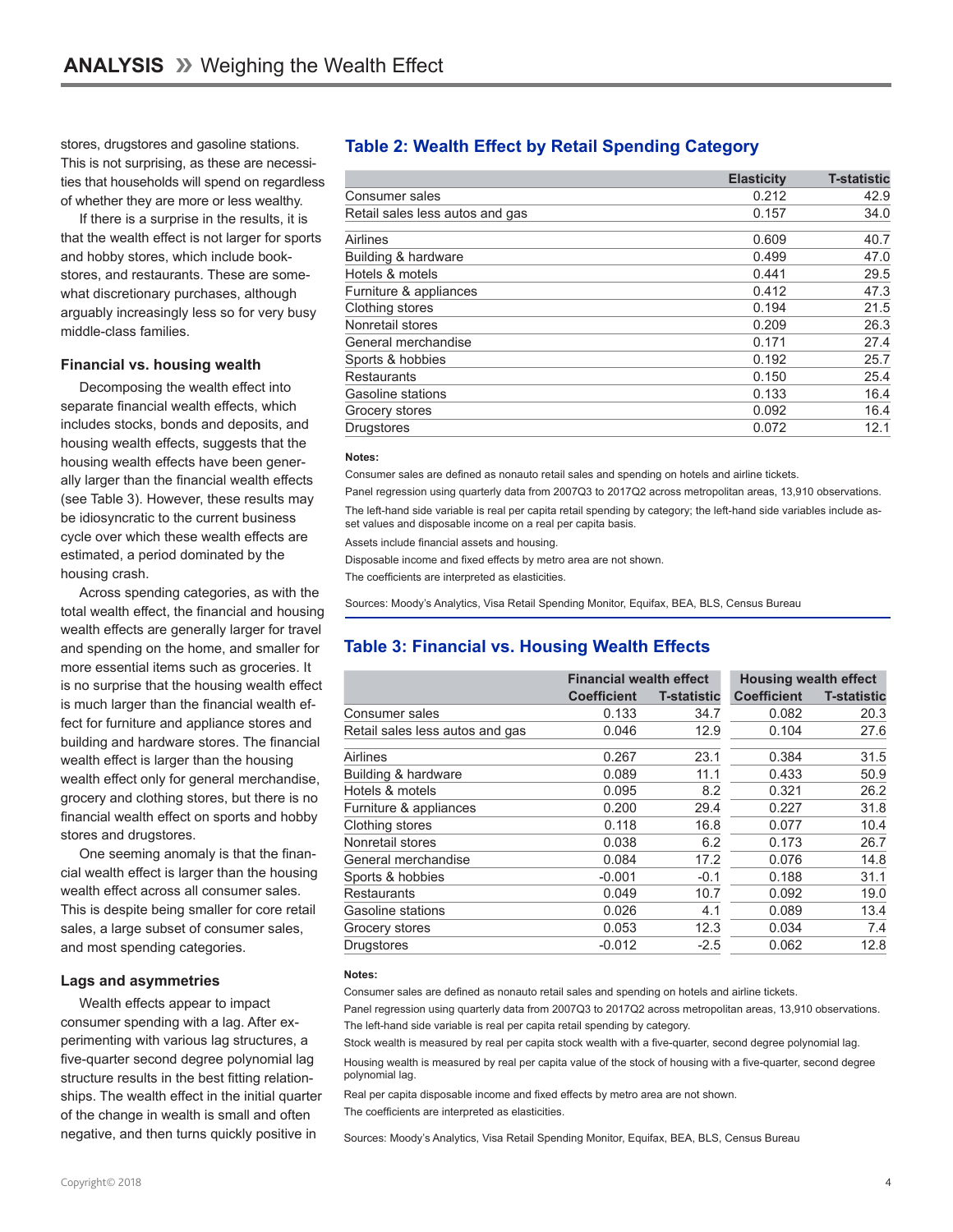stores, drugstores and gasoline stations. This is not surprising, as these are necessities that households will spend on regardless of whether they are more or less wealthy.

If there is a surprise in the results, it is that the wealth effect is not larger for sports and hobby stores, which include bookstores, and restaurants. These are somewhat discretionary purchases, although arguably increasingly less so for very busy middle-class families.

### Financial vs. housing wealth

Decomposing the wealth effect into separate financial wealth effects, which includes stocks, bonds and deposits, and housing wealth effects, suggests that the housing wealth effects have been generally larger than the financial wealth effects (see Table 3). However, these results may be idiosyncratic to the current business cycle over which these wealth effects are estimated, a period dominated by the housing crash.

Across spending categories, as with the total wealth effect, the financial and housing wealth effects are generally larger for travel and spending on the home, and smaller for more essential items such as groceries. It is no surprise that the housing wealth effect is much larger than the financial wealth effect for furniture and appliance stores and building and hardware stores. The financial wealth effect is larger than the housing wealth effect only for general merchandise, grocery and clothing stores, but there is no financial wealth effect on sports and hobby stores and drugstores.

One seeming anomaly is that the financial wealth effect is larger than the housing wealth effect across all consumer sales. This is despite being smaller for core retail sales, a large subset of consumer sales, and most spending categories.

### Lags and asymmetries

Wealth effects appear to impact consumer spending with a lag. After experimenting with various lag structures, a five-quarter second degree polynomial lag structure results in the best fitting relationships. The wealth effect in the initial quarter of the change in wealth is small and often negative, and then turns quickly positive in

## Table 2: Wealth Effect by Retail Spending Category

| | Elasticity | T-statistic |
|---|---|---|
| Consumer sales | 0.212 | 42.9 |
| Retail sales less autos and gas | 0.157 | 34.0 |
| Airlines | 0.609 | 40.7 |
| Building & hardware | 0.499 | 47.0 |
| Hotels & motels | 0.441 | 29.5 |
| Furniture & appliances | 0.412 | 47.3 |
| Clothing stores | 0.194 | 21.5 |
| Nonretail stores | 0.209 | 26.3 |
| General merchandise | 0.171 | 27.4 |
| Sports & hobbies | 0.192 | 25.7 |
| Restaurants | 0.150 | 25.4 |
| Gasoline stations | 0.133 | 16.4 |
| Grocery stores | 0.092 | 16.4 |
| Drugstores | 0.072 | 12.1 |

**Notes:**

Consumer sales are defined as nonauto retail sales and spending on hotels and airline tickets.

Panel regression using quarterly data from 2007Q3 to 2017Q2 across metropolitan areas, 13,910 observations.

The left-hand side variable is real per capita retail spending by category; the left-hand side variables include asset values and disposable income on a real per capita basis.

Assets include financial assets and housing.

Disposable income and fixed effects by metro area are not shown.

The coefficients are interpreted as elasticities.

Sources: Moody's Analytics, Visa Retail Spending Monitor, Equifax, BEA, BLS, Census Bureau

## Table 3: Financial vs. Housing Wealth Effects

| | Financial wealth effect | | Housing wealth effect | |
|---|---|---|---|---|
| | Coefficient | T-statistic | Coefficient | T-statistic |
| Consumer sales | 0.133 | 34.7 | 0.082 | 20.3 |
| Retail sales less autos and gas | 0.046 | 12.9 | 0.104 | 27.6 |
| Airlines | 0.267 | 23.1 | 0.384 | 31.5 |
| Building & hardware | 0.089 | 11.1 | 0.433 | 50.9 |
| Hotels & motels | 0.095 | 8.2 | 0.321 | 26.2 |
| Furniture & appliances | 0.200 | 29.4 | 0.227 | 31.8 |
| Clothing stores | 0.118 | 16.8 | 0.077 | 10.4 |
| Nonretail stores | 0.038 | 6.2 | 0.173 | 26.7 |
| General merchandise | 0.084 | 17.2 | 0.076 | 14.8 |
| Sports & hobbies | -0.001 | -0.1 | 0.188 | 31.1 |
| Restaurants | 0.049 | 10.7 | 0.092 | 19.0 |
| Gasoline stations | 0.026 | 4.1 | 0.089 | 13.4 |
| Grocery stores | 0.053 | 12.3 | 0.034 | 7.4 |
| Drugstores | -0.012 | -2.5 | 0.062 | 12.8 |

**Notes:**

Consumer sales are defined as nonauto retail sales and spending on hotels and airline tickets.

Panel regression using quarterly data from 2007Q3 to 2017Q2 across metropolitan areas, 13,910 observations.

The left-hand side variable is real per capita retail spending by category.

Stock wealth is measured by real per capita stock wealth with a five-quarter, second degree polynomial lag.

Housing wealth is measured by real per capita value of the stock of housing with a five-quarter, second degree polynomial lag.

Real per capita disposable income and fixed effects by metro area are not shown.

The coefficients are interpreted as elasticities.

Sources: Moody's Analytics, Visa Retail Spending Monitor, Equifax, BEA, BLS, Census Bureau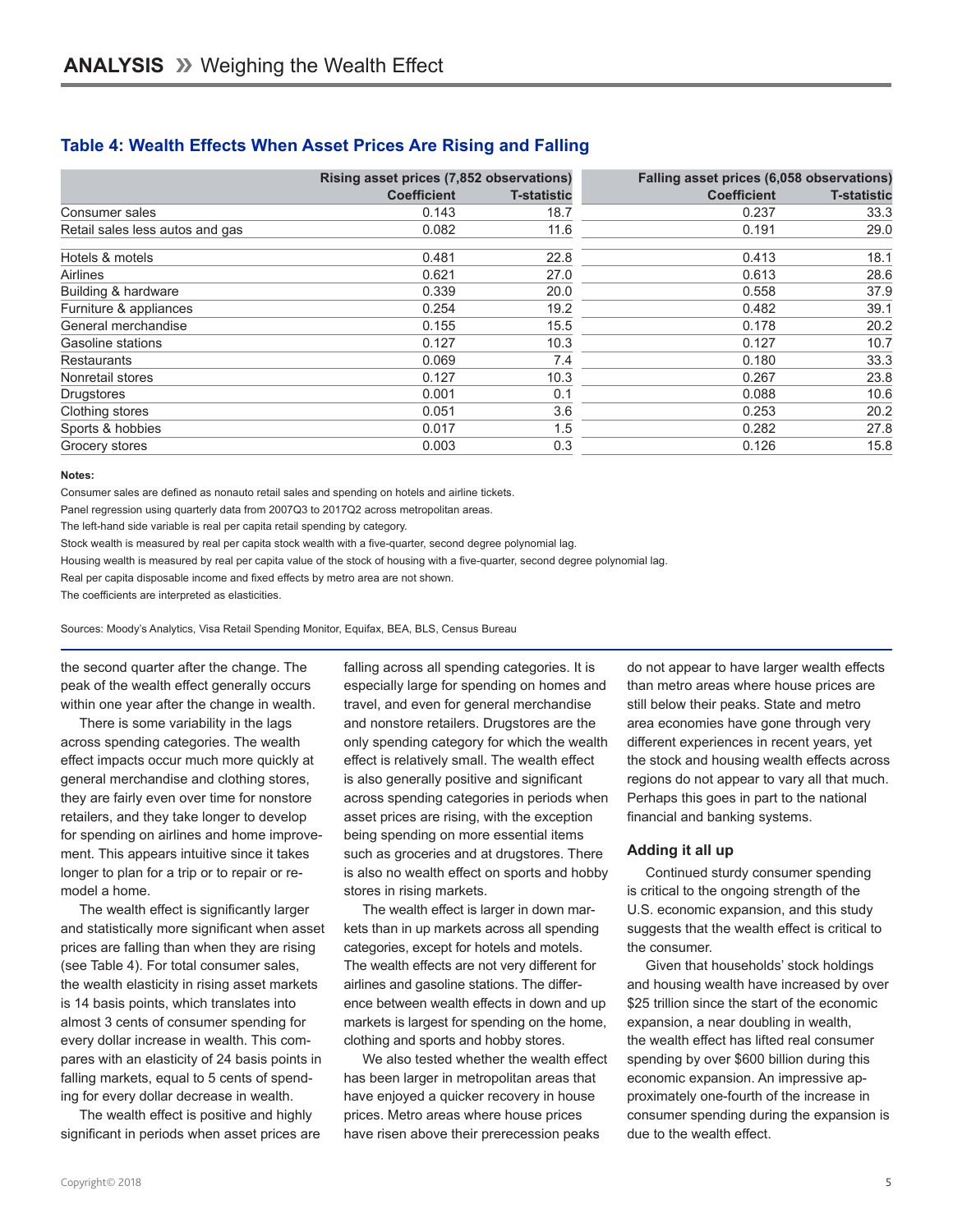### Table 4: Wealth Effects When Asset Prices Are Rising and Falling

| | Rising asset prices (7,852 observations) | | Falling asset prices (6,058 observations) | |
|---|---|---|---|---|
| | Coefficient | T-statistic | Coefficient | T-statistic |
| Consumer sales | 0.143 | 18.7 | 0.237 | 33.3 |
| Retail sales less autos and gas | 0.082 | 11.6 | 0.191 | 29.0 |
| Hotels & motels | 0.481 | 22.8 | 0.413 | 18.1 |
| Airlines | 0.621 | 27.0 | 0.613 | 28.6 |
| Building & hardware | 0.339 | 20.0 | 0.558 | 37.9 |
| Furniture & appliances | 0.254 | 19.2 | 0.482 | 39.1 |
| General merchandise | 0.155 | 15.5 | 0.178 | 20.2 |
| Gasoline stations | 0.127 | 10.3 | 0.127 | 10.7 |
| Restaurants | 0.069 | 7.4 | 0.180 | 33.3 |
| Nonretail stores | 0.127 | 10.3 | 0.267 | 23.8 |
| Drugstores | 0.001 | 0.1 | 0.088 | 10.6 |
| Clothing stores | 0.051 | 3.6 | 0.253 | 20.2 |
| Sports & hobbies | 0.017 | 1.5 | 0.282 | 27.8 |
| Grocery stores | 0.003 | 0.3 | 0.126 | 15.8 |

**Notes:**

Consumer sales are defined as nonauto retail sales and spending on hotels and airline tickets.

Panel regression using quarterly data from 2007Q3 to 2017Q2 across metropolitan areas.

The left-hand side variable is real per capita retail spending by category.

Stock wealth is measured by real per capita stock wealth with a five-quarter, second degree polynomial lag.

Housing wealth is measured by real per capita value of the stock of housing with a five-quarter, second degree polynomial lag.

Real per capita disposable income and fixed effects by metro area are not shown.

The coefficients are interpreted as elasticities.

Sources: Moody's Analytics, Visa Retail Spending Monitor, Equifax, BEA, BLS, Census Bureau

the second quarter after the change. The peak of the wealth effect generally occurs within one year after the change in wealth.

There is some variability in the lags across spending categories. The wealth effect impacts occur much more quickly at general merchandise and clothing stores, they are fairly even over time for nonstore retailers, and they take longer to develop for spending on airlines and home improvement. This appears intuitive since it takes longer to plan for a trip or to repair or remodel a home.

The wealth effect is significantly larger and statistically more significant when asset prices are falling than when they are rising (see Table 4). For total consumer sales, the wealth elasticity in rising asset markets is 14 basis points, which translates into almost 3 cents of consumer spending for every dollar increase in wealth. This compares with an elasticity of 24 basis points in falling markets, equal to 5 cents of spending for every dollar decrease in wealth.

The wealth effect is positive and highly significant in periods when asset prices are falling across all spending categories. It is especially large for spending on homes and travel, and even for general merchandise and nonstore retailers. Drugstores are the only spending category for which the wealth effect is relatively small. The wealth effect is also generally positive and significant across spending categories in periods when asset prices are rising, with the exception being spending on more essential items such as groceries and at drugstores. There is also no wealth effect on sports and hobby stores in rising markets.

The wealth effect is larger in down markets than in up markets across all spending categories, except for hotels and motels. The wealth effects are not very different for airlines and gasoline stations. The difference between wealth effects in down and up markets is largest for spending on the home, clothing and sports and hobby stores.

We also tested whether the wealth effect has been larger in metropolitan areas that have enjoyed a quicker recovery in house prices. Metro areas where house prices have risen above their prerecession peaks do not appear to have larger wealth effects than metro areas where house prices are still below their peaks. State and metro area economies have gone through very different experiences in recent years, yet the stock and housing wealth effects across regions do not appear to vary all that much. Perhaps this goes in part to the national financial and banking systems.

## Adding it all up

Continued sturdy consumer spending is critical to the ongoing strength of the U.S. economic expansion, and this study suggests that the wealth effect is critical to the consumer.

Given that households' stock holdings and housing wealth have increased by over $25 trillion since the start of the economic expansion, a near doubling in wealth, the wealth effect has lifted real consumer spending by over $600 billion during this economic expansion. An impressive approximately one-fourth of the increase in consumer spending during the expansion is due to the wealth effect.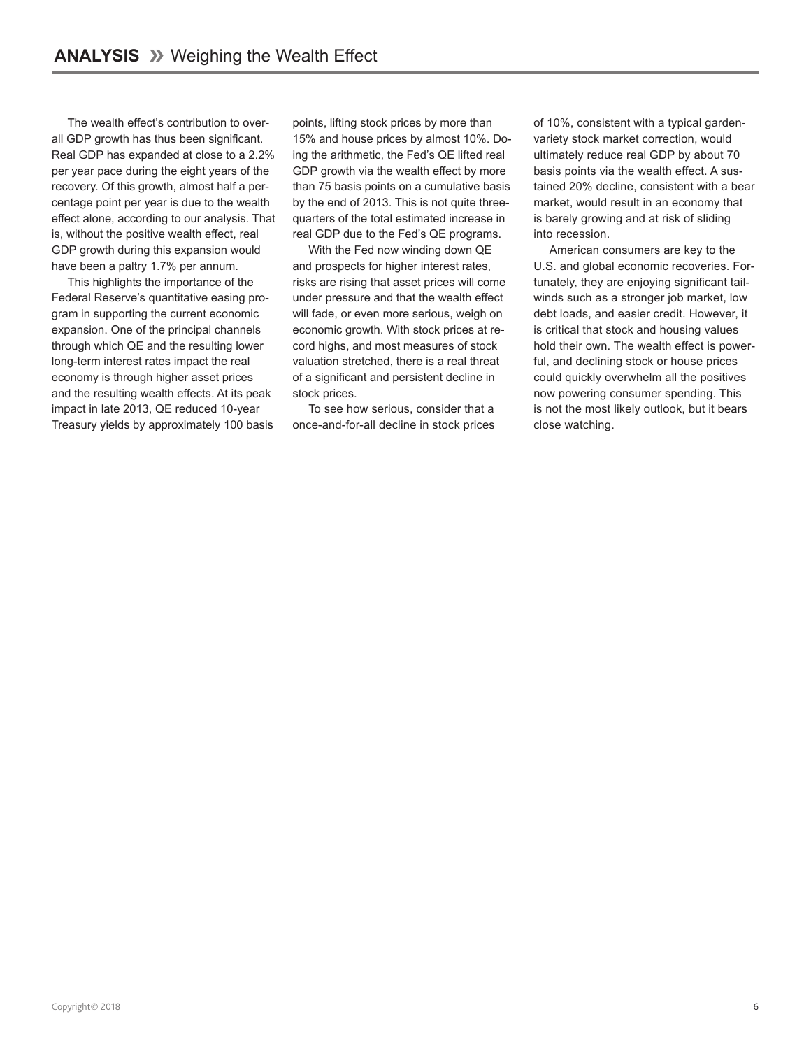The wealth effect's contribution to overall GDP growth has thus been significant. Real GDP has expanded at close to a 2.2% per year pace during the eight years of the recovery. Of this growth, almost half a percentage point per year is due to the wealth effect alone, according to our analysis. That is, without the positive wealth effect, real GDP growth during this expansion would have been a paltry 1.7% per annum.

This highlights the importance of the Federal Reserve's quantitative easing program in supporting the current economic expansion. One of the principal channels through which QE and the resulting lower long-term interest rates impact the real economy is through higher asset prices and the resulting wealth effects. At its peak impact in late 2013, QE reduced 10-year Treasury yields by approximately 100 basis points, lifting stock prices by more than 15% and house prices by almost 10%. Doing the arithmetic, the Fed's QE lifted real GDP growth via the wealth effect by more than 75 basis points on a cumulative basis by the end of 2013. This is not quite three-quarters of the total estimated increase in real GDP due to the Fed's QE programs.

With the Fed now winding down QE and prospects for higher interest rates, risks are rising that asset prices will come under pressure and that the wealth effect will fade, or even more serious, weigh on economic growth. With stock prices at record highs, and most measures of stock valuation stretched, there is a real threat of a significant and persistent decline in stock prices.

To see how serious, consider that a once-and-for-all decline in stock prices of 10%, consistent with a typical garden-variety stock market correction, would ultimately reduce real GDP by about 70 basis points via the wealth effect. A sustained 20% decline, consistent with a bear market, would result in an economy that is barely growing and at risk of sliding into recession.

American consumers are key to the U.S. and global economic recoveries. Fortunately, they are enjoying significant tailwinds such as a stronger job market, low debt loads, and easier credit. However, it is critical that stock and housing values hold their own. The wealth effect is powerful, and declining stock or house prices could quickly overwhelm all the positives now powering consumer spending. This is not the most likely outlook, but it bears close watching.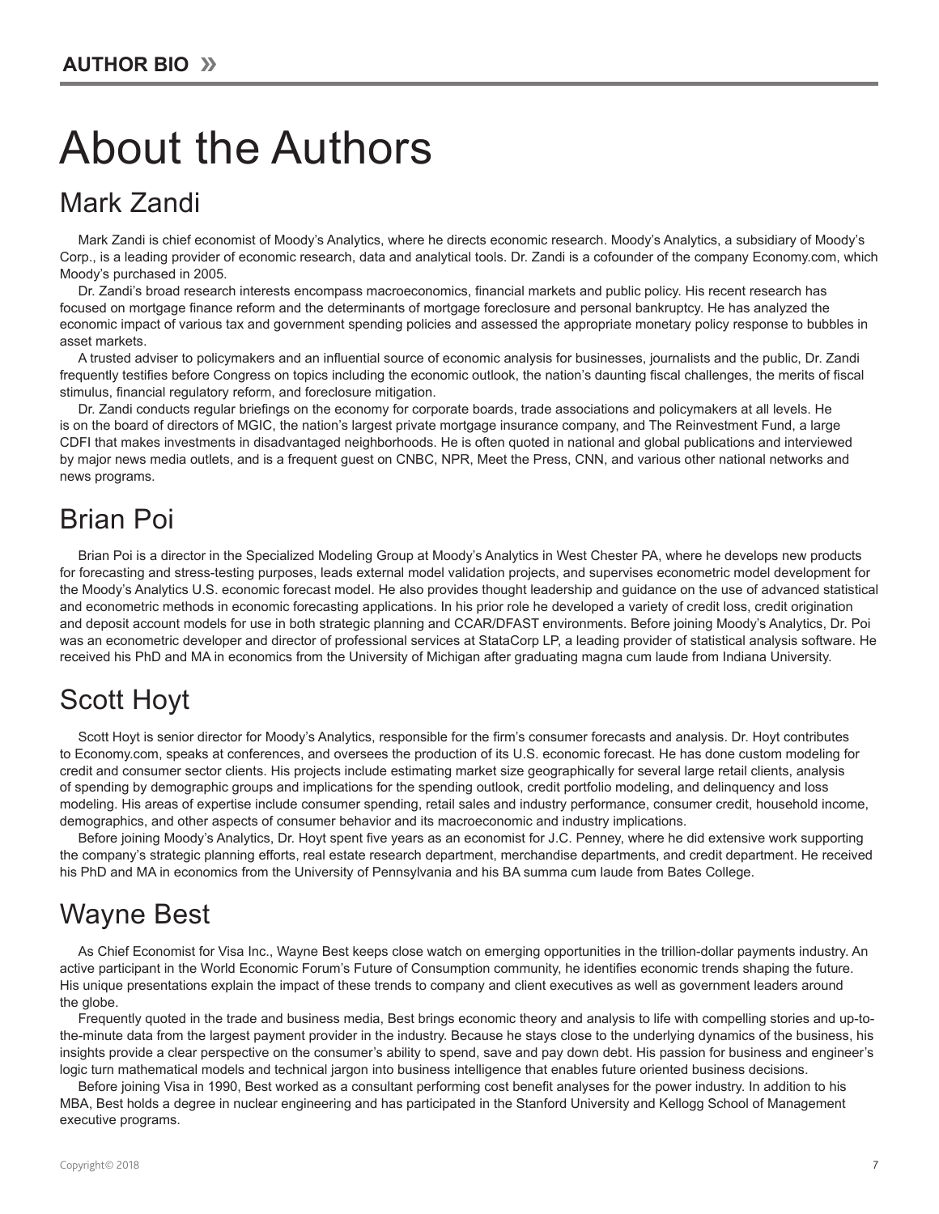# About the Authors

## Mark Zandi

Mark Zandi is chief economist of Moody's Analytics, where he directs economic research. Moody's Analytics, a subsidiary of Moody's Corp., is a leading provider of economic research, data and analytical tools. Dr. Zandi is a cofounder of the company Economy.com, which Moody's purchased in 2005.

Dr. Zandi's broad research interests encompass macroeconomics, financial markets and public policy. His recent research has focused on mortgage finance reform and the determinants of mortgage foreclosure and personal bankruptcy. He has analyzed the economic impact of various tax and government spending policies and assessed the appropriate monetary policy response to bubbles in asset markets.

A trusted adviser to policymakers and an influential source of economic analysis for businesses, journalists and the public, Dr. Zandi frequently testifies before Congress on topics including the economic outlook, the nation's daunting fiscal challenges, the merits of fiscal stimulus, financial regulatory reform, and foreclosure mitigation.

Dr. Zandi conducts regular briefings on the economy for corporate boards, trade associations and policymakers at all levels. He is on the board of directors of MGIC, the nation's largest private mortgage insurance company, and The Reinvestment Fund, a large CDFI that makes investments in disadvantaged neighborhoods. He is often quoted in national and global publications and interviewed by major news media outlets, and is a frequent guest on CNBC, NPR, Meet the Press, CNN, and various other national networks and news programs.

## Brian Poi

Brian Poi is a director in the Specialized Modeling Group at Moody's Analytics in West Chester PA, where he develops new products for forecasting and stress-testing purposes, leads external model validation projects, and supervises econometric model development for the Moody's Analytics U.S. economic forecast model. He also provides thought leadership and guidance on the use of advanced statistical and econometric methods in economic forecasting applications. In his prior role he developed a variety of credit loss, credit origination and deposit account models for use in both strategic planning and CCAR/DFAST environments. Before joining Moody's Analytics, Dr. Poi was an econometric developer and director of professional services at StataCorp LP, a leading provider of statistical analysis software. He received his PhD and MA in economics from the University of Michigan after graduating magna cum laude from Indiana University.

## Scott Hoyt

Scott Hoyt is senior director for Moody's Analytics, responsible for the firm's consumer forecasts and analysis. Dr. Hoyt contributes to Economy.com, speaks at conferences, and oversees the production of its U.S. economic forecast. He has done custom modeling for credit and consumer sector clients. His projects include estimating market size geographically for several large retail clients, analysis of spending by demographic groups and implications for the spending outlook, credit portfolio modeling, and delinquency and loss modeling. His areas of expertise include consumer spending, retail sales and industry performance, consumer credit, household income, demographics, and other aspects of consumer behavior and its macroeconomic and industry implications.

Before joining Moody's Analytics, Dr. Hoyt spent five years as an economist for J.C. Penney, where he did extensive work supporting the company's strategic planning efforts, real estate research department, merchandise departments, and credit department. He received his PhD and MA in economics from the University of Pennsylvania and his BA summa cum laude from Bates College.

## Wayne Best

As Chief Economist for Visa Inc., Wayne Best keeps close watch on emerging opportunities in the trillion-dollar payments industry. An active participant in the World Economic Forum's Future of Consumption community, he identifies economic trends shaping the future. His unique presentations explain the impact of these trends to company and client executives as well as government leaders around the globe.

Frequently quoted in the trade and business media, Best brings economic theory and analysis to life with compelling stories and up-to-the-minute data from the largest payment provider in the industry. Because he stays close to the underlying dynamics of the business, his insights provide a clear perspective on the consumer's ability to spend, save and pay down debt. His passion for business and engineer's logic turn mathematical models and technical jargon into business intelligence that enables future oriented business decisions.

Before joining Visa in 1990, Best worked as a consultant performing cost benefit analyses for the power industry. In addition to his MBA, Best holds a degree in nuclear engineering and has participated in the Stanford University and Kellogg School of Management executive programs.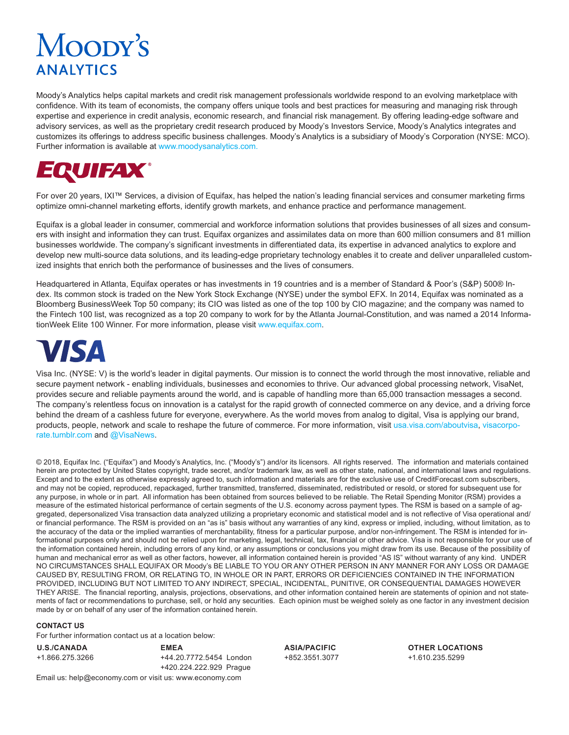# Moody's ANALYTICS

Moody's Analytics helps capital markets and credit risk management professionals worldwide respond to an evolving marketplace with confidence. With its team of economists, the company offers unique tools and best practices for measuring and managing risk through expertise and experience in credit analysis, economic research, and financial risk management. By offering leading-edge software and advisory services, as well as the proprietary credit research produced by Moody's Investors Service, Moody's Analytics integrates and customizes its offerings to address specific business challenges. Moody's Analytics is a subsidiary of Moody's Corporation (NYSE: MCO). Further information is available at www.moodysanalytics.com.

# EQUIFAX®

For over 20 years, IXI™ Services, a division of Equifax, has helped the nation's leading financial services and consumer marketing firms optimize omni-channel marketing efforts, identify growth markets, and enhance practice and performance management.

Equifax is a global leader in consumer, commercial and workforce information solutions that provides businesses of all sizes and consumers with insight and information they can trust. Equifax organizes and assimilates data on more than 600 million consumers and 81 million businesses worldwide. The company's significant investments in differentiated data, its expertise in advanced analytics to explore and develop new multi-source data solutions, and its leading-edge proprietary technology enables it to create and deliver unparalleled customized insights that enrich both the performance of businesses and the lives of consumers.

Headquartered in Atlanta, Equifax operates or has investments in 19 countries and is a member of Standard & Poor's (S&P) 500® Index. Its common stock is traded on the New York Stock Exchange (NYSE) under the symbol EFX. In 2014, Equifax was nominated as a Bloomberg BusinessWeek Top 50 company; its CIO was listed as one of the top 100 by CIO magazine; and the company was named to the Fintech 100 list, was recognized as a top 20 company to work for by the Atlanta Journal-Constitution, and was named a 2014 InformationWeek Elite 100 Winner. For more information, please visit www.equifax.com.

# VISA

Visa Inc. (NYSE: V) is the world's leader in digital payments. Our mission is to connect the world through the most innovative, reliable and secure payment network - enabling individuals, businesses and economies to thrive. Our advanced global processing network, VisaNet, provides secure and reliable payments around the world, and is capable of handling more than 65,000 transaction messages a second. The company's relentless focus on innovation is a catalyst for the rapid growth of connected commerce on any device, and a driving force behind the dream of a cashless future for everyone, everywhere. As the world moves from analog to digital, Visa is applying our brand, products, people, network and scale to reshape the future of commerce. For more information, visit usa.visa.com/aboutvisa, visacorporate.tumblr.com and @VisaNews.

© 2018, Equifax Inc. ("Equifax") and Moody's Analytics, Inc. ("Moody's") and/or its licensors. All rights reserved. The information and materials contained herein are protected by United States copyright, trade secret, and/or trademark law, as well as other state, national, and international laws and regulations. Except and to the extent as otherwise expressly agreed to, such information and materials are for the exclusive use of CreditForecast.com subscribers, and may not be copied, reproduced, repackaged, further transmitted, transferred, disseminated, redistributed or resold, or stored for subsequent use for any purpose, in whole or in part. All information has been obtained from sources believed to be reliable. The Retail Spending Monitor (RSM) provides a measure of the estimated historical performance of certain segments of the U.S. economy across payment types. The RSM is based on a sample of aggregated, depersonalized Visa transaction data analyzed utilizing a proprietary economic and statistical model and is not reflective of Visa operational and/or financial performance. The RSM is provided on an "as is" basis without any warranties of any kind, express or implied, including, without limitation, as to the accuracy of the data or the implied warranties of merchantability, fitness for a particular purpose, and/or non-infringement. The RSM is intended for informational purposes only and should not be relied upon for marketing, legal, technical, tax, financial or other advice. Visa is not responsible for your use of the information contained herein, including errors of any kind, or any assumptions or conclusions you might draw from its use. Because of the possibility of human and mechanical error as well as other factors, however, all information contained herein is provided "AS IS" without warranty of any kind. UNDER NO CIRCUMSTANCES SHALL EQUIFAX OR Moody's BE LIABLE TO YOU OR ANY OTHER PERSON IN ANY MANNER FOR ANY LOSS OR DAMAGE CAUSED BY, RESULTING FROM, OR RELATING TO, IN WHOLE OR IN PART, ERRORS OR DEFICIENCIES CONTAINED IN THE INFORMATION PROVIDED, INCLUDING BUT NOT LIMITED TO ANY INDIRECT, SPECIAL, INCIDENTAL, PUNITIVE, OR CONSEQUENTIAL DAMAGES HOWEVER THEY ARISE. The financial reporting, analysis, projections, observations, and other information contained herein are statements of opinion and not statements of fact or recommendations to purchase, sell, or hold any securities. Each opinion must be weighed solely as one factor in any investment decision made by or on behalf of any user of the information contained herein.

**CONTACT US**

For further information contact us at a location below:

| U.S./CANADA | EMEA | ASIA/PACIFIC | OTHER LOCATIONS |
|---|---|---|---|
| +1.866.275.3266 | +44.20.7772.5454 London<br>+420.224.222.929 Prague | +852.3551.3077 | +1.610.235.5299 |

Email us: help@economy.com or visit us: www.economy.com